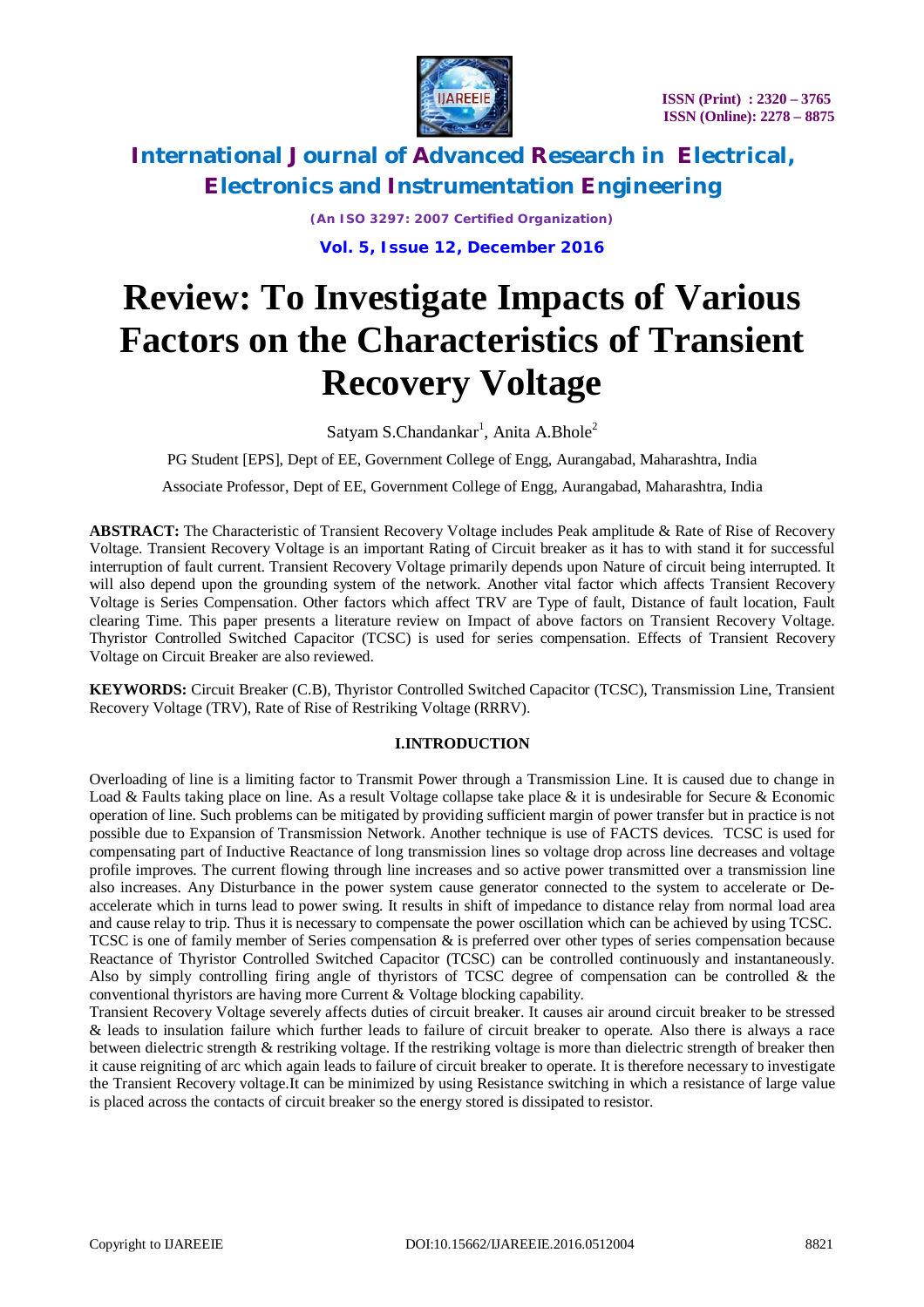# Review: To Investigate Impacts of Various Factors on the Characteristics of Transient Recovery Voltage

Satyam S.Chandankar[1], Anita A.Bhole[2]

PG Student [EPS], Dept of EE, Government College of Engg, Aurangabad, Maharashtra, India

Associate Professor, Dept of EE, Government College of Engg, Aurangabad, Maharashtra, India

**ABSTRACT:** The Characteristic of Transient Recovery Voltage includes Peak amplitude & Rate of Rise of Recovery Voltage. Transient Recovery Voltage is an important Rating of Circuit breaker as it has to with stand it for successful interruption of fault current. Transient Recovery Voltage primarily depends upon Nature of circuit being interrupted. It will also depend upon the grounding system of the network. Another vital factor which affects Transient Recovery Voltage is Series Compensation. Other factors which affect TRV are Type of fault, Distance of fault location, Fault clearing Time. This paper presents a literature review on Impact of above factors on Transient Recovery Voltage. Thyristor Controlled Switched Capacitor (TCSC) is used for series compensation. Effects of Transient Recovery Voltage on Circuit Breaker are also reviewed.

**KEYWORDS:** Circuit Breaker (C.B), Thyristor Controlled Switched Capacitor (TCSC), Transmission Line, Transient Recovery Voltage (TRV), Rate of Rise of Restriking Voltage (RRRV).

## I.INTRODUCTION

Overloading of line is a limiting factor to Transmit Power through a Transmission Line. It is caused due to change in Load & Faults taking place on line. As a result Voltage collapse take place & it is undesirable for Secure & Economic operation of line. Such problems can be mitigated by providing sufficient margin of power transfer but in practice is not possible due to Expansion of Transmission Network. Another technique is use of FACTS devices. TCSC is used for compensating part of Inductive Reactance of long transmission lines so voltage drop across line decreases and voltage profile improves. The current flowing through line increases and so active power transmitted over a transmission line also increases. Any Disturbance in the power system cause generator connected to the system to accelerate or De-accelerate which in turns lead to power swing. It results in shift of impedance to distance relay from normal load area and cause relay to trip. Thus it is necessary to compensate the power oscillation which can be achieved by using TCSC.
TCSC is one of family member of Series compensation & is preferred over other types of series compensation because Reactance of Thyristor Controlled Switched Capacitor (TCSC) can be controlled continuously and instantaneously. Also by simply controlling firing angle of thyristors of TCSC degree of compensation can be controlled & the conventional thyristors are having more Current & Voltage blocking capability.
Transient Recovery Voltage severely affects duties of circuit breaker. It causes air around circuit breaker to be stressed & leads to insulation failure which further leads to failure of circuit breaker to operate. Also there is always a race between dielectric strength & restriking voltage. If the restriking voltage is more than dielectric strength of breaker then it cause reigniting of arc which again leads to failure of circuit breaker to operate. It is therefore necessary to investigate the Transient Recovery voltage.It can be minimized by using Resistance switching in which a resistance of large value is placed across the contacts of circuit breaker so the energy stored is dissipated to resistor.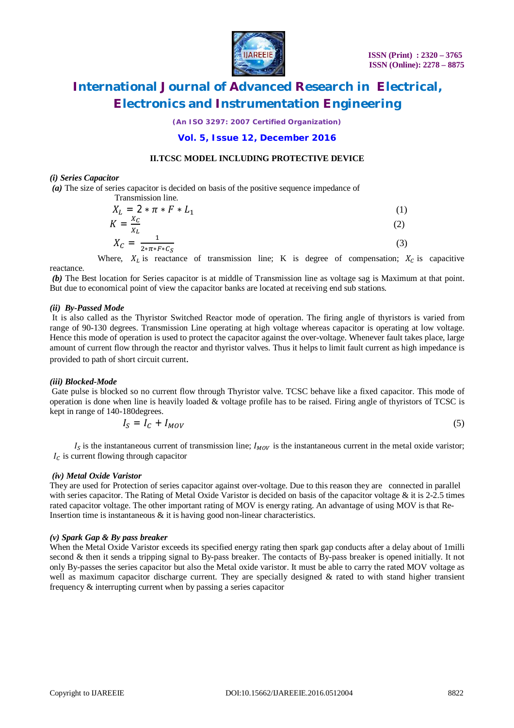## II.TCSC MODEL INCLUDING PROTECTIVE DEVICE

***(i) Series Capacitor***

***(a)*** The size of series capacitor is decided on basis of the positive sequence impedance of Transmission line.

$$X_L = 2 * \pi * F * L_1 \tag{1}$$

$$K = \frac{X_C}{X_L} \tag{2}$$

$$X_C = \frac{1}{2 * \pi * F * C_S} \tag{3}$$

Where, $X_L$ is reactance of transmission line; K is degree of compensation; $X_C$ is capacitive reactance.

***(b)*** The Best location for Series capacitor is at middle of Transmission line as voltage sag is Maximum at that point. But due to economical point of view the capacitor banks are located at receiving end sub stations.

***(ii) By-Passed Mode***

It is also called as the Thyristor Switched Reactor mode of operation. The firing angle of thyristors is varied from range of 90-130 degrees. Transmission Line operating at high voltage whereas capacitor is operating at low voltage. Hence this mode of operation is used to protect the capacitor against the over-voltage. Whenever fault takes place, large amount of current flow through the reactor and thyristor valves. Thus it helps to limit fault current as high impedance is provided to path of short circuit current.

***(iii) Blocked-Mode***

Gate pulse is blocked so no current flow through Thyristor valve. TCSC behave like a fixed capacitor. This mode of operation is done when line is heavily loaded & voltage profile has to be raised. Firing angle of thyristors of TCSC is kept in range of 140-180degrees.

$$I_S = I_C + I_{MOV} \tag{5}$$

$I_S$ is the instantaneous current of transmission line; $I_{MOV}$ is the instantaneous current in the metal oxide varistor; $I_C$ is current flowing through capacitor

***(iv) Metal Oxide Varistor***

They are used for Protection of series capacitor against over-voltage. Due to this reason they are connected in parallel with series capacitor. The Rating of Metal Oxide Varistor is decided on basis of the capacitor voltage & it is 2-2.5 times rated capacitor voltage. The other important rating of MOV is energy rating. An advantage of using MOV is that Re-Insertion time is instantaneous & it is having good non-linear characteristics.

***(v) Spark Gap & By pass breaker***

When the Metal Oxide Varistor exceeds its specified energy rating then spark gap conducts after a delay about of 1milli second & then it sends a tripping signal to By-pass breaker. The contacts of By-pass breaker is opened initially. It not only By-passes the series capacitor but also the Metal oxide varistor. It must be able to carry the rated MOV voltage as well as maximum capacitor discharge current. They are specially designed & rated to with stand higher transient frequency & interrupting current when by passing a series capacitor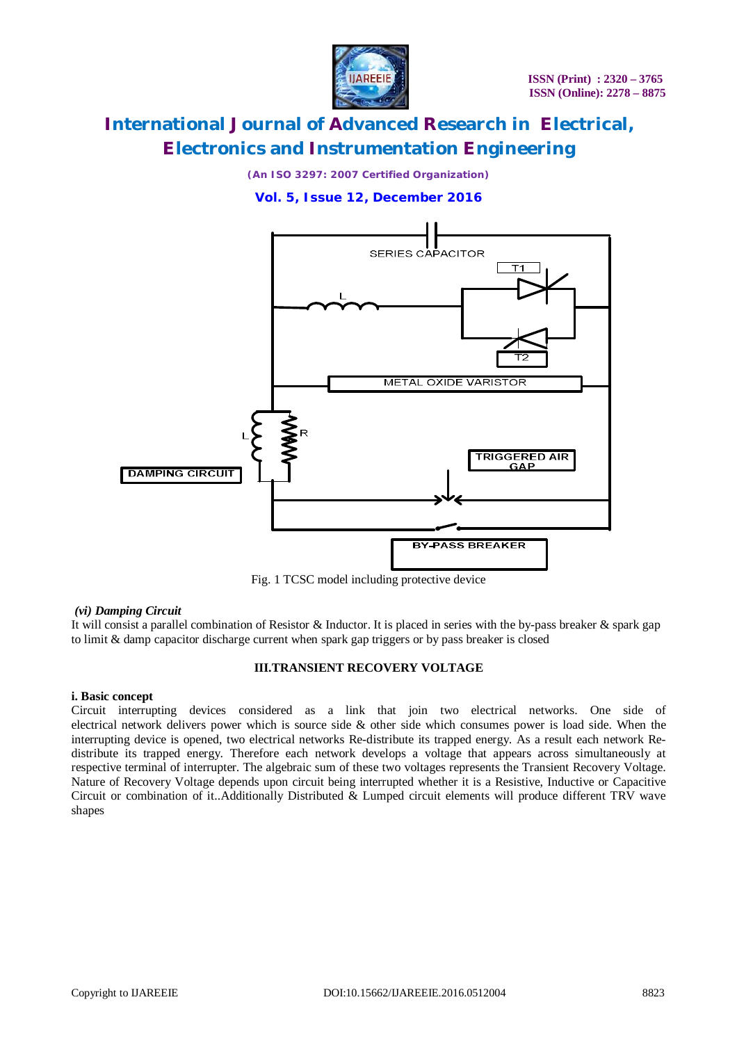Fig. 1 TCSC model including protective device

***(vi) Damping Circuit***

It will consist a parallel combination of Resistor & Inductor. It is placed in series with the by-pass breaker & spark gap to limit & damp capacitor discharge current when spark gap triggers or by pass breaker is closed

## III.TRANSIENT RECOVERY VOLTAGE

### i. Basic concept

Circuit interrupting devices considered as a link that join two electrical networks. One side of electrical network delivers power which is source side & other side which consumes power is load side. When the interrupting device is opened, two electrical networks Re-distribute its trapped energy. As a result each network Re-distribute its trapped energy. Therefore each network develops a voltage that appears across simultaneously at respective terminal of interrupter. The algebraic sum of these two voltages represents the Transient Recovery Voltage. Nature of Recovery Voltage depends upon circuit being interrupted whether it is a Resistive, Inductive or Capacitive Circuit or combination of it..Additionally Distributed & Lumped circuit elements will produce different TRV wave shapes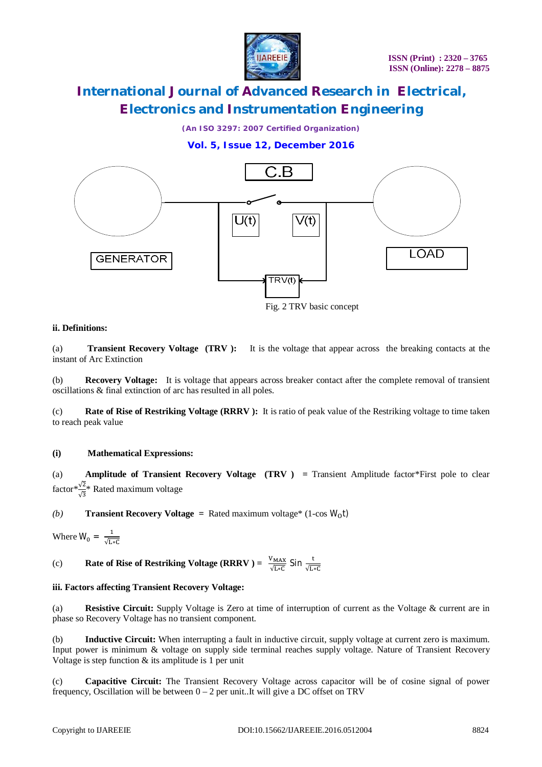Fig. 2 TRV basic concept

**ii. Definitions:**

(a) **Transient Recovery Voltage (TRV ):** It is the voltage that appear across the breaking contacts at the instant of Arc Extinction

(b) **Recovery Voltage:** It is voltage that appears across breaker contact after the complete removal of transient oscillations & final extinction of arc has resulted in all poles.

(c) **Rate of Rise of Restriking Voltage (RRRV ):** It is ratio of peak value of the Restriking voltage to time taken to reach peak value

**(i) Mathematical Expressions:**

(a) **Amplitude of Transient Recovery Voltage (TRV )** = Transient Amplitude factor*First pole to clear factor*$\frac{\sqrt{2}}{\sqrt{3}}$* Rated maximum voltage

*(b)* **Transient Recovery Voltage** = Rated maximum voltage* (1-cos $W_0 t$)

Where $W_0 = \frac{1}{\sqrt{L*C}}$

(c) **Rate of Rise of Restriking Voltage (RRRV )** = $\frac{V_{MAX}}{\sqrt{L*C}} \text{Sin} \frac{t}{\sqrt{L*C}}$

**iii. Factors affecting Transient Recovery Voltage:**

(a) **Resistive Circuit:** Supply Voltage is Zero at time of interruption of current as the Voltage & current are in phase so Recovery Voltage has no transient component.

(b) **Inductive Circuit:** When interrupting a fault in inductive circuit, supply voltage at current zero is maximum. Input power is minimum & voltage on supply side terminal reaches supply voltage. Nature of Transient Recovery Voltage is step function & its amplitude is 1 per unit

(c) **Capacitive Circuit:** The Transient Recovery Voltage across capacitor will be of cosine signal of power frequency, Oscillation will be between 0 – 2 per unit..It will give a DC offset on TRV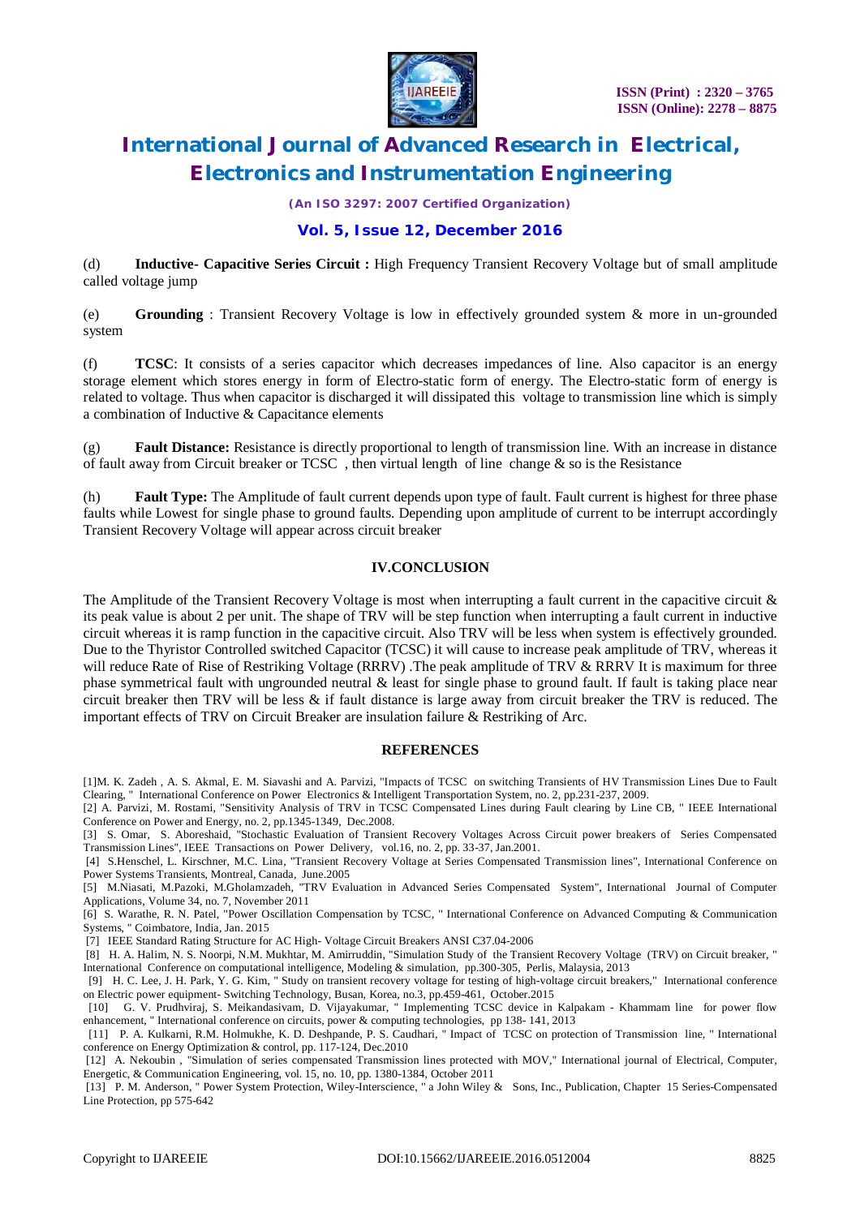(d) **Inductive- Capacitive Series Circuit :** High Frequency Transient Recovery Voltage but of small amplitude called voltage jump

(e) **Grounding** : Transient Recovery Voltage is low in effectively grounded system & more in un-grounded system

(f) **TCSC**: It consists of a series capacitor which decreases impedances of line. Also capacitor is an energy storage element which stores energy in form of Electro-static form of energy. The Electro-static form of energy is related to voltage. Thus when capacitor is discharged it will dissipated this voltage to transmission line which is simply a combination of Inductive & Capacitance elements

(g) **Fault Distance:** Resistance is directly proportional to length of transmission line. With an increase in distance of fault away from Circuit breaker or TCSC , then virtual length of line change & so is the Resistance

(h) **Fault Type:** The Amplitude of fault current depends upon type of fault. Fault current is highest for three phase faults while Lowest for single phase to ground faults. Depending upon amplitude of current to be interrupt accordingly Transient Recovery Voltage will appear across circuit breaker

## IV.CONCLUSION

The Amplitude of the Transient Recovery Voltage is most when interrupting a fault current in the capacitive circuit & its peak value is about 2 per unit. The shape of TRV will be step function when interrupting a fault current in inductive circuit whereas it is ramp function in the capacitive circuit. Also TRV will be less when system is effectively grounded. Due to the Thyristor Controlled switched Capacitor (TCSC) it will cause to increase peak amplitude of TRV, whereas it will reduce Rate of Rise of Restriking Voltage (RRRV) .The peak amplitude of TRV & RRRV It is maximum for three phase symmetrical fault with ungrounded neutral & least for single phase to ground fault. If fault is taking place near circuit breaker then TRV will be less & if fault distance is large away from circuit breaker the TRV is reduced. The important effects of TRV on Circuit Breaker are insulation failure & Restriking of Arc.

## REFERENCES

[1]M. K. Zadeh , A. S. Akmal, E. M. Siavashi and A. Parvizi, "Impacts of TCSC on switching Transients of HV Transmission Lines Due to Fault Clearing, " International Conference on Power Electronics & Intelligent Transportation System, no. 2, pp.231-237, 2009.

[2] A. Parvizi, M. Rostami, "Sensitivity Analysis of TRV in TCSC Compensated Lines during Fault clearing by Line CB, " IEEE International Conference on Power and Energy, no. 2, pp.1345-1349, Dec.2008.

[3] S. Omar, S. Aboreshaid, "Stochastic Evaluation of Transient Recovery Voltages Across Circuit power breakers of Series Compensated Transmission Lines", IEEE Transactions on Power Delivery, vol.16, no. 2, pp. 33-37, Jan.2001.

[4] S.Henschel, L. Kirschner, M.C. Lina, "Transient Recovery Voltage at Series Compensated Transmission lines", International Conference on Power Systems Transients, Montreal, Canada, June.2005

[5] M.Niasati, M.Pazoki, M.Gholamzadeh, "TRV Evaluation in Advanced Series Compensated System", International Journal of Computer Applications, Volume 34, no. 7, November 2011

[6] S. Warathe, R. N. Patel, "Power Oscillation Compensation by TCSC, " International Conference on Advanced Computing & Communication Systems, " Coimbatore, India, Jan. 2015

[7] IEEE Standard Rating Structure for AC High- Voltage Circuit Breakers ANSI C37.04-2006

[8] H. A. Halim, N. S. Noorpi, N.M. Mukhtar, M. Amirruddin, "Simulation Study of the Transient Recovery Voltage (TRV) on Circuit breaker, " International Conference on computational intelligence, Modeling & simulation, pp.300-305, Perlis, Malaysia, 2013

[9] H. C. Lee, J. H. Park, Y. G. Kim, " Study on transient recovery voltage for testing of high-voltage circuit breakers," International conference on Electric power equipment- Switching Technology, Busan, Korea, no.3, pp.459-461, October.2015

[10] G. V. Prudhviraj, S. Meikandasivam, D. Vijayakumar, " Implementing TCSC device in Kalpakam - Khammam line for power flow enhancement, " International conference on circuits, power & computing technologies, pp 138- 141, 2013

[11] P. A. Kulkarni, R.M. Holmukhe, K. D. Deshpande, P. S. Caudhari, " Impact of TCSC on protection of Transmission line, " International conference on Energy Optimization & control, pp. 117-124, Dec.2010

[12] A. Nekoubin , "Simulation of series compensated Transmission lines protected with MOV," International journal of Electrical, Computer, Energetic, & Communication Engineering, vol. 15, no. 10, pp. 1380-1384, October 2011

[13] P. M. Anderson, " Power System Protection, Wiley-Interscience, " a John Wiley & Sons, Inc., Publication, Chapter 15 Series-Compensated Line Protection, pp 575-642